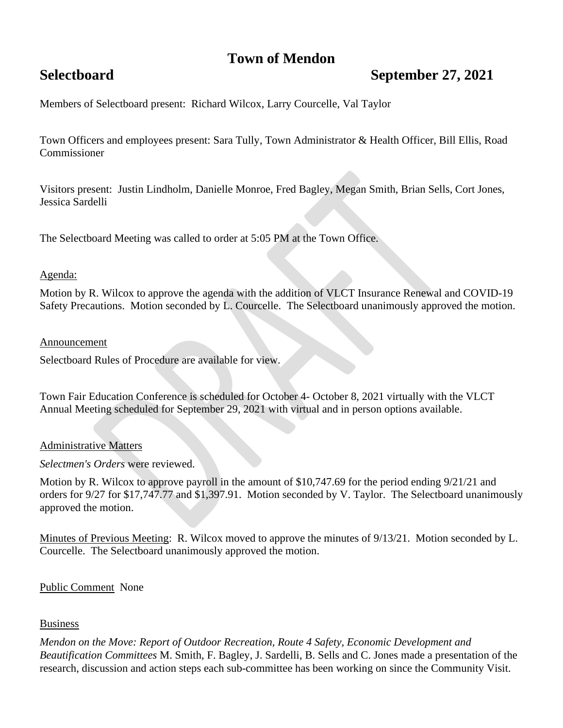# Town of Mendon

## Selectboard September 27, 2021

Members of Selectboard present: Richard Wilcox, Larry Courcelle, Val Taylor

Town Officers and employees present: Sara Tully, Town Administrator & Health Officer, Bill Ellis, Road Commissioner

Visitors present: Justin Lindholm, Danielle Monroe, Fred Bagley, Megan Smith, Brian Sells, Cort Jones, Jessica Sardelli

The Selectboard Meeting was called to order at 5:05 PM at the Town Office.

Agenda:

Motion by R. Wilcox to approve the agenda with the addition of VLCT Insurance Renewal and COVID-19 Safety Precautions. Motion seconded by L. Courcelle. The Selectboard unanimously approved the motion.

Announcement

Selectboard Rules of Procedure are available for view.

Town Fair Education Conference is scheduled for October 4- October 8, 2021 virtually with the VLCT Annual Meeting scheduled for September 29, 2021 with virtual and in person options available.

Administrative Matters

*Selectmen's Orders* were reviewed.

Motion by R. Wilcox to approve payroll in the amount of $10,747.69 for the period ending 9/21/21 and orders for 9/27 for $17,747.77 and $1,397.91. Motion seconded by V. Taylor. The Selectboard unanimously approved the motion.

Minutes of Previous Meeting: R. Wilcox moved to approve the minutes of 9/13/21. Motion seconded by L. Courcelle. The Selectboard unanimously approved the motion.

Public Comment None

Business

*Mendon on the Move: Report of Outdoor Recreation, Route 4 Safety, Economic Development and Beautification Committees* M. Smith, F. Bagley, J. Sardelli, B. Sells and C. Jones made a presentation of the research, discussion and action steps each sub-committee has been working on since the Community Visit.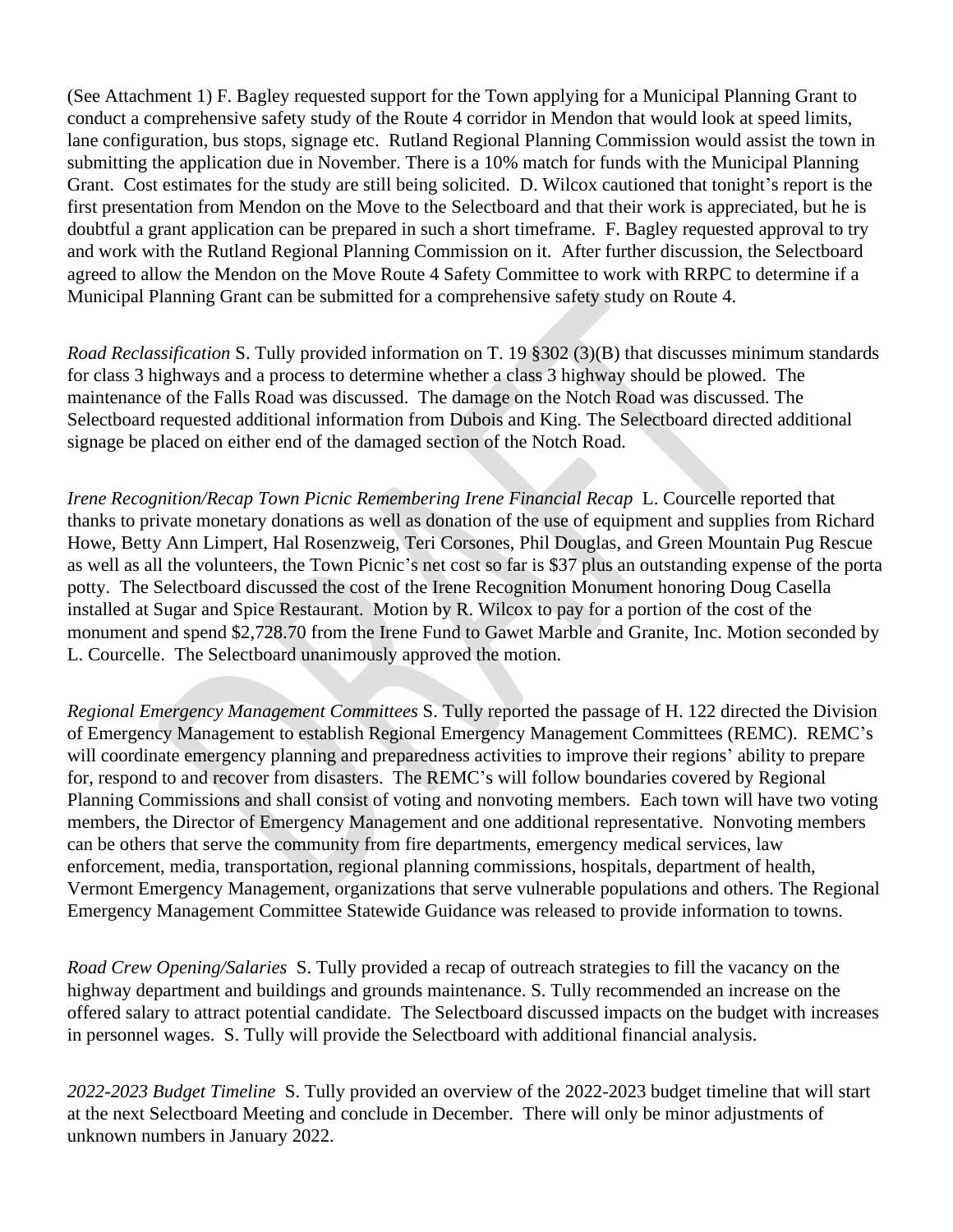(See Attachment 1) F. Bagley requested support for the Town applying for a Municipal Planning Grant to conduct a comprehensive safety study of the Route 4 corridor in Mendon that would look at speed limits, lane configuration, bus stops, signage etc. Rutland Regional Planning Commission would assist the town in submitting the application due in November. There is a 10% match for funds with the Municipal Planning Grant. Cost estimates for the study are still being solicited. D. Wilcox cautioned that tonight's report is the first presentation from Mendon on the Move to the Selectboard and that their work is appreciated, but he is doubtful a grant application can be prepared in such a short timeframe. F. Bagley requested approval to try and work with the Rutland Regional Planning Commission on it. After further discussion, the Selectboard agreed to allow the Mendon on the Move Route 4 Safety Committee to work with RRPC to determine if a Municipal Planning Grant can be submitted for a comprehensive safety study on Route 4.

*Road Reclassification* S. Tully provided information on T. 19 §302 (3)(B) that discusses minimum standards for class 3 highways and a process to determine whether a class 3 highway should be plowed. The maintenance of the Falls Road was discussed. The damage on the Notch Road was discussed. The Selectboard requested additional information from Dubois and King. The Selectboard directed additional signage be placed on either end of the damaged section of the Notch Road.

*Irene Recognition/Recap Town Picnic Remembering Irene Financial Recap* L. Courcelle reported that thanks to private monetary donations as well as donation of the use of equipment and supplies from Richard Howe, Betty Ann Limpert, Hal Rosenzweig, Teri Corsones, Phil Douglas, and Green Mountain Pug Rescue as well as all the volunteers, the Town Picnic's net cost so far is $37 plus an outstanding expense of the porta potty. The Selectboard discussed the cost of the Irene Recognition Monument honoring Doug Casella installed at Sugar and Spice Restaurant. Motion by R. Wilcox to pay for a portion of the cost of the monument and spend $2,728.70 from the Irene Fund to Gawet Marble and Granite, Inc. Motion seconded by L. Courcelle. The Selectboard unanimously approved the motion.

*Regional Emergency Management Committees* S. Tully reported the passage of H. 122 directed the Division of Emergency Management to establish Regional Emergency Management Committees (REMC). REMC's will coordinate emergency planning and preparedness activities to improve their regions' ability to prepare for, respond to and recover from disasters. The REMC's will follow boundaries covered by Regional Planning Commissions and shall consist of voting and nonvoting members. Each town will have two voting members, the Director of Emergency Management and one additional representative. Nonvoting members can be others that serve the community from fire departments, emergency medical services, law enforcement, media, transportation, regional planning commissions, hospitals, department of health, Vermont Emergency Management, organizations that serve vulnerable populations and others. The Regional Emergency Management Committee Statewide Guidance was released to provide information to towns.

*Road Crew Opening/Salaries* S. Tully provided a recap of outreach strategies to fill the vacancy on the highway department and buildings and grounds maintenance. S. Tully recommended an increase on the offered salary to attract potential candidate. The Selectboard discussed impacts on the budget with increases in personnel wages. S. Tully will provide the Selectboard with additional financial analysis.

*2022-2023 Budget Timeline* S. Tully provided an overview of the 2022-2023 budget timeline that will start at the next Selectboard Meeting and conclude in December. There will only be minor adjustments of unknown numbers in January 2022.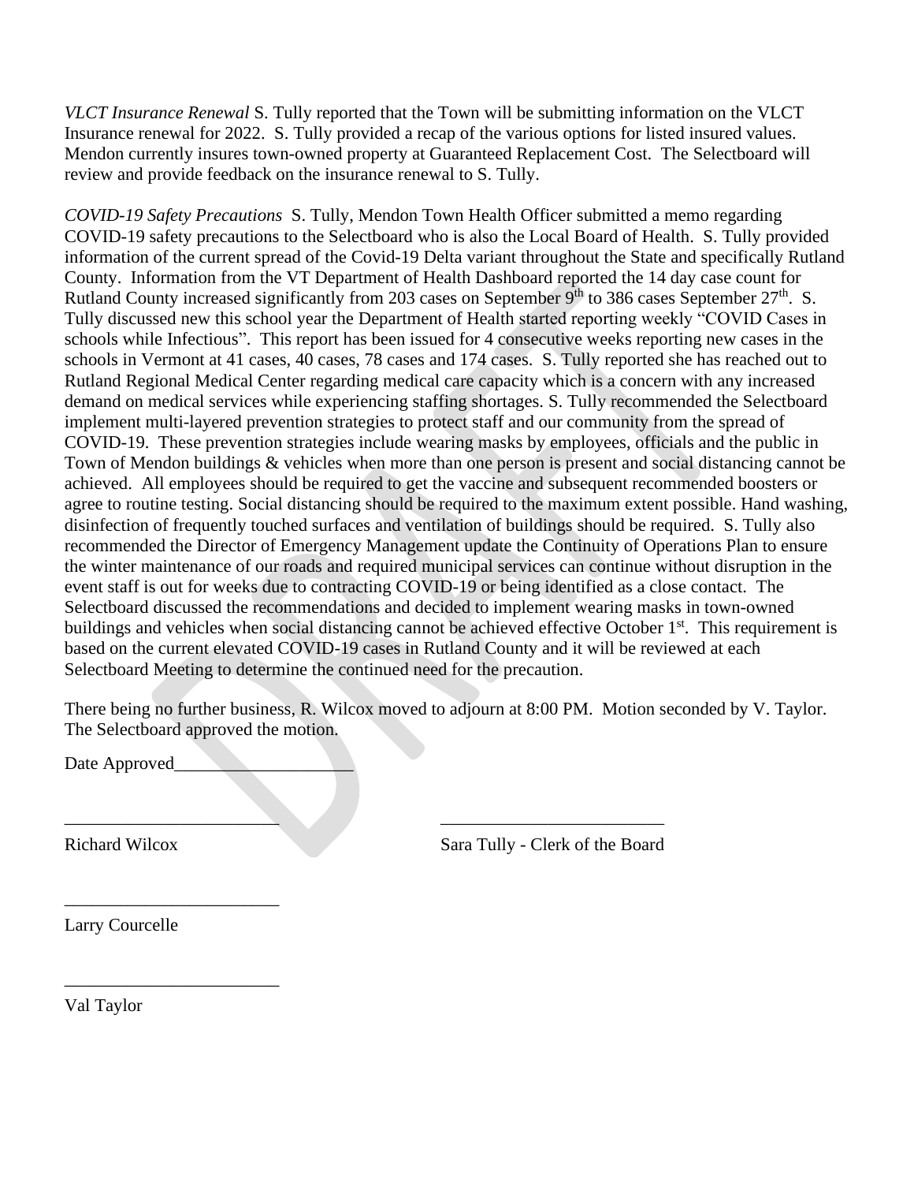*VLCT Insurance Renewal* S. Tully reported that the Town will be submitting information on the VLCT Insurance renewal for 2022. S. Tully provided a recap of the various options for listed insured values. Mendon currently insures town-owned property at Guaranteed Replacement Cost. The Selectboard will review and provide feedback on the insurance renewal to S. Tully.

*COVID-19 Safety Precautions* S. Tully, Mendon Town Health Officer submitted a memo regarding COVID-19 safety precautions to the Selectboard who is also the Local Board of Health. S. Tully provided information of the current spread of the Covid-19 Delta variant throughout the State and specifically Rutland County. Information from the VT Department of Health Dashboard reported the 14 day case count for Rutland County increased significantly from 203 cases on September 9th to 386 cases September 27th. S. Tully discussed new this school year the Department of Health started reporting weekly "COVID Cases in schools while Infectious". This report has been issued for 4 consecutive weeks reporting new cases in the schools in Vermont at 41 cases, 40 cases, 78 cases and 174 cases. S. Tully reported she has reached out to Rutland Regional Medical Center regarding medical care capacity which is a concern with any increased demand on medical services while experiencing staffing shortages. S. Tully recommended the Selectboard implement multi-layered prevention strategies to protect staff and our community from the spread of COVID-19. These prevention strategies include wearing masks by employees, officials and the public in Town of Mendon buildings & vehicles when more than one person is present and social distancing cannot be achieved. All employees should be required to get the vaccine and subsequent recommended boosters or agree to routine testing. Social distancing should be required to the maximum extent possible. Hand washing, disinfection of frequently touched surfaces and ventilation of buildings should be required. S. Tully also recommended the Director of Emergency Management update the Continuity of Operations Plan to ensure the winter maintenance of our roads and required municipal services can continue without disruption in the event staff is out for weeks due to contracting COVID-19 or being identified as a close contact. The Selectboard discussed the recommendations and decided to implement wearing masks in town-owned buildings and vehicles when social distancing cannot be achieved effective October 1st. This requirement is based on the current elevated COVID-19 cases in Rutland County and it will be reviewed at each Selectboard Meeting to determine the continued need for the precaution.

There being no further business, R. Wilcox moved to adjourn at 8:00 PM. Motion seconded by V. Taylor. The Selectboard approved the motion.

Date Approved____________________

________________________ ________________________

Richard Wilcox Sara Tully - Clerk of the Board

________________________

Larry Courcelle

________________________

Val Taylor